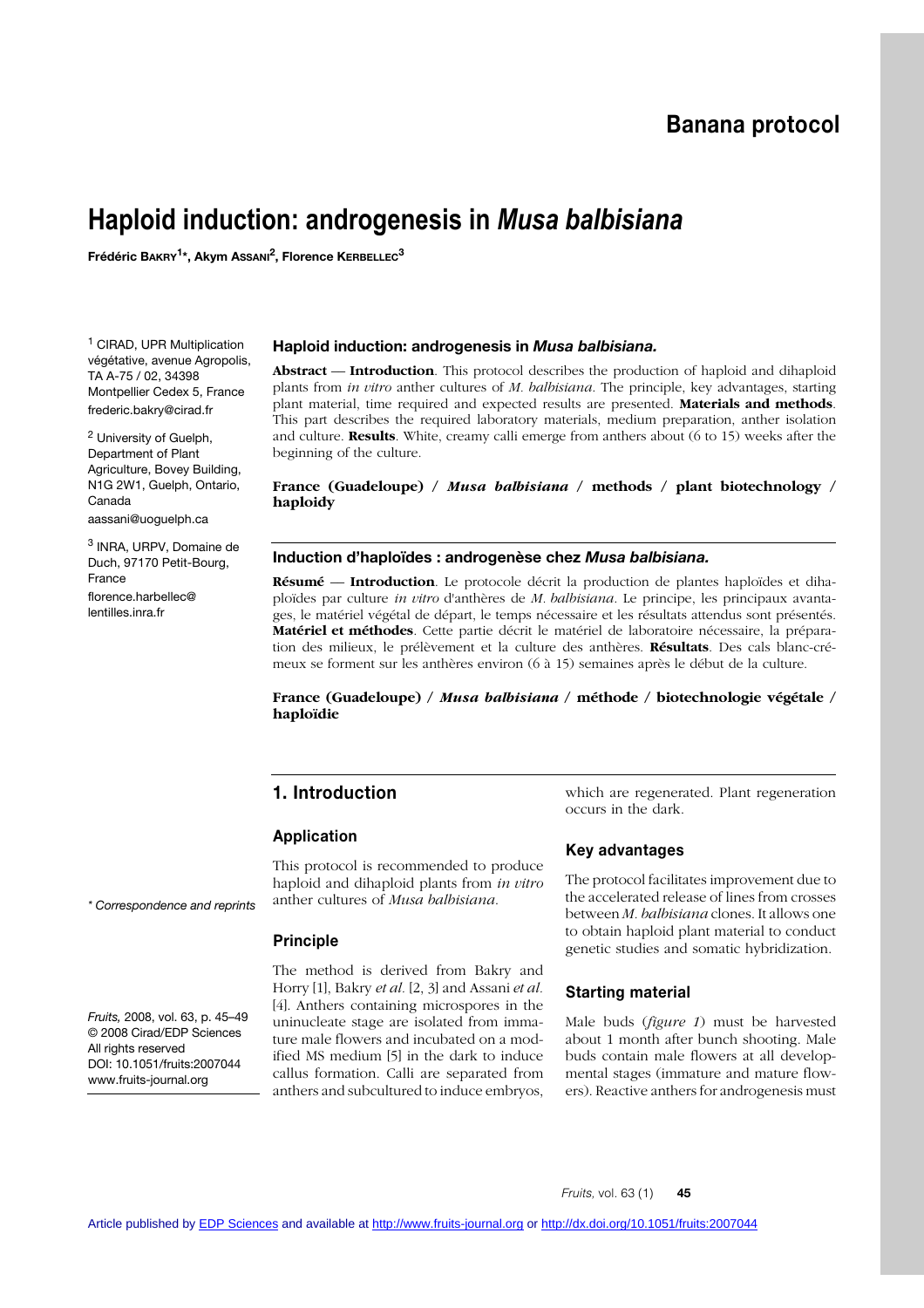# Banana protocol

# Haploid induction: androgenesis in *Musa balbisiana*

**Frédéric Bakry[1]*, Akym Assani[2], Florence Kerbellec[3]**

[1] CIRAD, UPR Multiplication végétative, avenue Agropolis, TA A-75 / 02, 34398 Montpellier Cedex 5, France
frederic.bakry@cirad.fr

[2] University of Guelph, Department of Plant Agriculture, Bovey Building, N1G 2W1, Guelph, Ontario, Canada
aassani@uoguelph.ca

[3] INRA, URPV, Domaine de Duch, 97170 Petit-Bourg, France
florence.harbellec@lentilles.inra.fr

\* Correspondence and reprints

*Fruits,* 2008, vol. 63, p. 45–49
© 2008 Cirad/EDP Sciences
All rights reserved
DOI: 10.1051/fruits:2007044
www.fruits-journal.org

### Haploid induction: androgenesis in *Musa balbisiana.*

**Abstract** — **Introduction**. This protocol describes the production of haploid and dihaploid plants from *in vitro* anther cultures of *M. balbisiana*. The principle, key advantages, starting plant material, time required and expected results are presented. **Materials and methods**. This part describes the required laboratory materials, medium preparation, anther isolation and culture. **Results**. White, creamy calli emerge from anthers about (6 to 15) weeks after the beginning of the culture.

**France (Guadeloupe) / *Musa balbisiana* / methods / plant biotechnology / haploidy**

### Induction d'haploïdes : androgenèse chez *Musa balbisiana.*

**Résumé** — **Introduction**. Le protocole décrit la production de plantes haploïdes et dihaploïdes par culture *in vitro* d'anthères de *M. balbisiana*. Le principe, les principaux avantages, le matériel végétal de départ, le temps nécessaire et les résultats attendus sont présentés. **Matériel et méthodes**. Cette partie décrit le matériel de laboratoire nécessaire, la préparation des milieux, le prélèvement et la culture des anthères. **Résultats**. Des cals blanc-crémeux se forment sur les anthères environ (6 à 15) semaines après le début de la culture.

**France (Guadeloupe) / *Musa balbisiana* / méthode / biotechnologie végétale / haploïdie**

## 1. Introduction

### Application

This protocol is recommended to produce haploid and dihaploid plants from *in vitro* anther cultures of *Musa balbisiana*.

### Principle

The method is derived from Bakry and Horry [1], Bakry *et al.* [2, 3] and Assani *et al.* [4]. Anthers containing microspores in the uninucleate stage are isolated from immature male flowers and incubated on a modified MS medium [5] in the dark to induce callus formation. Calli are separated from anthers and subcultured to induce embryos, which are regenerated. Plant regeneration occurs in the dark.

### Key advantages

The protocol facilitates improvement due to the accelerated release of lines from crosses between *M. balbisiana* clones. It allows one to obtain haploid plant material to conduct genetic studies and somatic hybridization.

### Starting material

Male buds (*figure 1*) must be harvested about 1 month after bunch shooting. Male buds contain male flowers at all developmental stages (immature and mature flowers). Reactive anthers for androgenesis must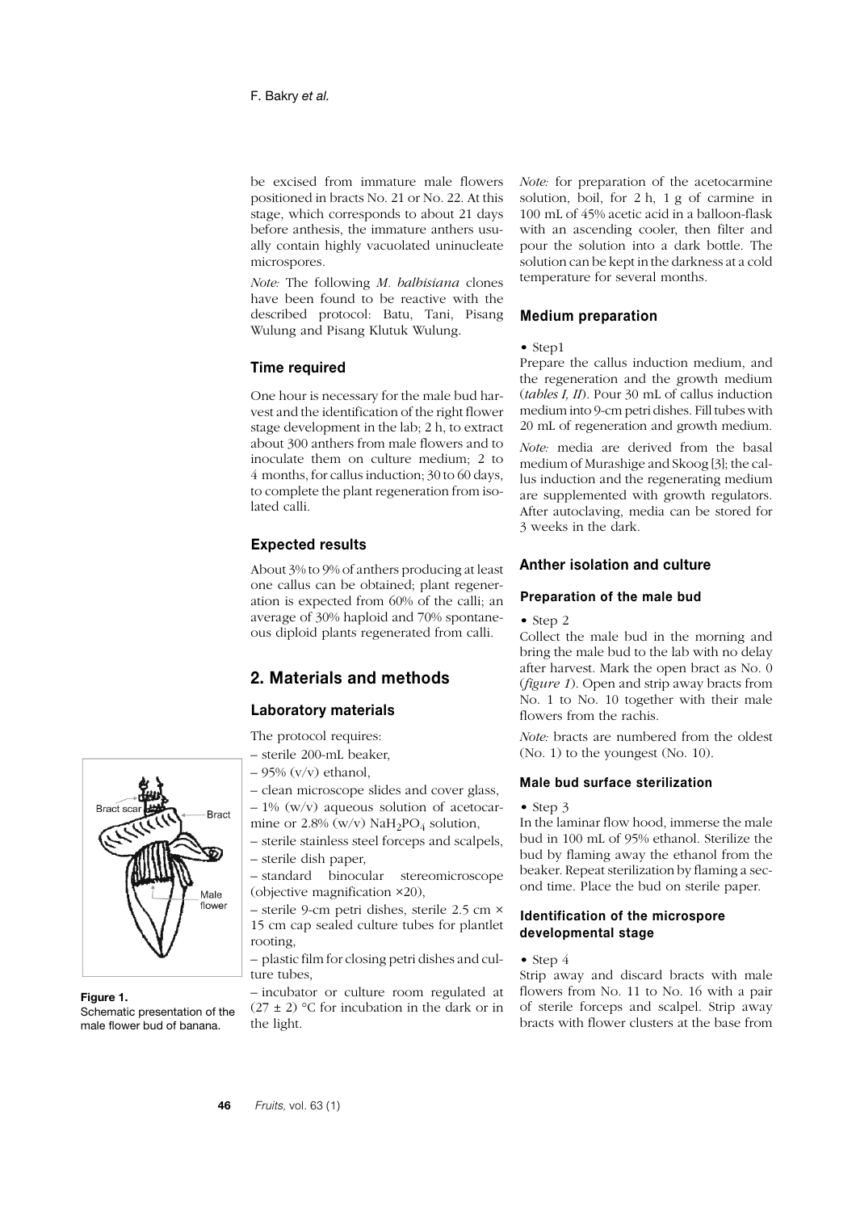be excised from immature male flowers positioned in bracts No. 21 or No. 22. At this stage, which corresponds to about 21 days before anthesis, the immature anthers usually contain highly vacuolated uninucleate microspores.

*Note:* The following *M. balbisiana* clones have been found to be reactive with the described protocol: Batu, Tani, Pisang Wulung and Pisang Klutuk Wulung.

### Time required

One hour is necessary for the male bud harvest and the identification of the right flower stage development in the lab; 2 h, to extract about 300 anthers from male flowers and to inoculate them on culture medium; 2 to 4 months, for callus induction; 30 to 60 days, to complete the plant regeneration from isolated calli.

### Expected results

About 3% to 9% of anthers producing at least one callus can be obtained; plant regeneration is expected from 60% of the calli; an average of 30% haploid and 70% spontaneous diploid plants regenerated from calli.

## 2. Materials and methods

### Laboratory materials

The protocol requires:

– sterile 200-mL beaker,

– 95% (v/v) ethanol,

– clean microscope slides and cover glass,

– 1% (w/v) aqueous solution of acetocarmine or 2.8% (w/v) $NaH_2PO_4$ solution,

– sterile stainless steel forceps and scalpels,

– sterile dish paper,

– standard binocular stereomicroscope (objective magnification ×20),

– sterile 9-cm petri dishes, sterile 2.5 cm × 15 cm cap sealed culture tubes for plantlet rooting,

– plastic film for closing petri dishes and culture tubes,

– incubator or culture room regulated at (27 ± 2) °C for incubation in the dark or in the light.

**Figure 1.**
Schematic presentation of the male flower bud of banana.

*Note:* for preparation of the acetocarmine solution, boil, for 2 h, 1 g of carmine in 100 mL of 45% acetic acid in a balloon-flask with an ascending cooler, then filter and pour the solution into a dark bottle. The solution can be kept in the darkness at a cold temperature for several months.

### Medium preparation

• Step1

Prepare the callus induction medium, and the regeneration and the growth medium (*tables I, II*). Pour 30 mL of callus induction medium into 9-cm petri dishes. Fill tubes with 20 mL of regeneration and growth medium.

*Note:* media are derived from the basal medium of Murashige and Skoog [3]; the callus induction and the regenerating medium are supplemented with growth regulators. After autoclaving, media can be stored for 3 weeks in the dark.

### Anther isolation and culture

#### Preparation of the male bud

• Step 2

Collect the male bud in the morning and bring the male bud to the lab with no delay after harvest. Mark the open bract as No. 0 (*figure 1*). Open and strip away bracts from No. 1 to No. 10 together with their male flowers from the rachis.

*Note:* bracts are numbered from the oldest (No. 1) to the youngest (No. 10).

#### Male bud surface sterilization

• Step 3

In the laminar flow hood, immerse the male bud in 100 mL of 95% ethanol. Sterilize the bud by flaming away the ethanol from the beaker. Repeat sterilization by flaming a second time. Place the bud on sterile paper.

#### Identification of the microspore developmental stage

• Step 4

Strip away and discard bracts with male flowers from No. 11 to No. 16 with a pair of sterile forceps and scalpel. Strip away bracts with flower clusters at the base from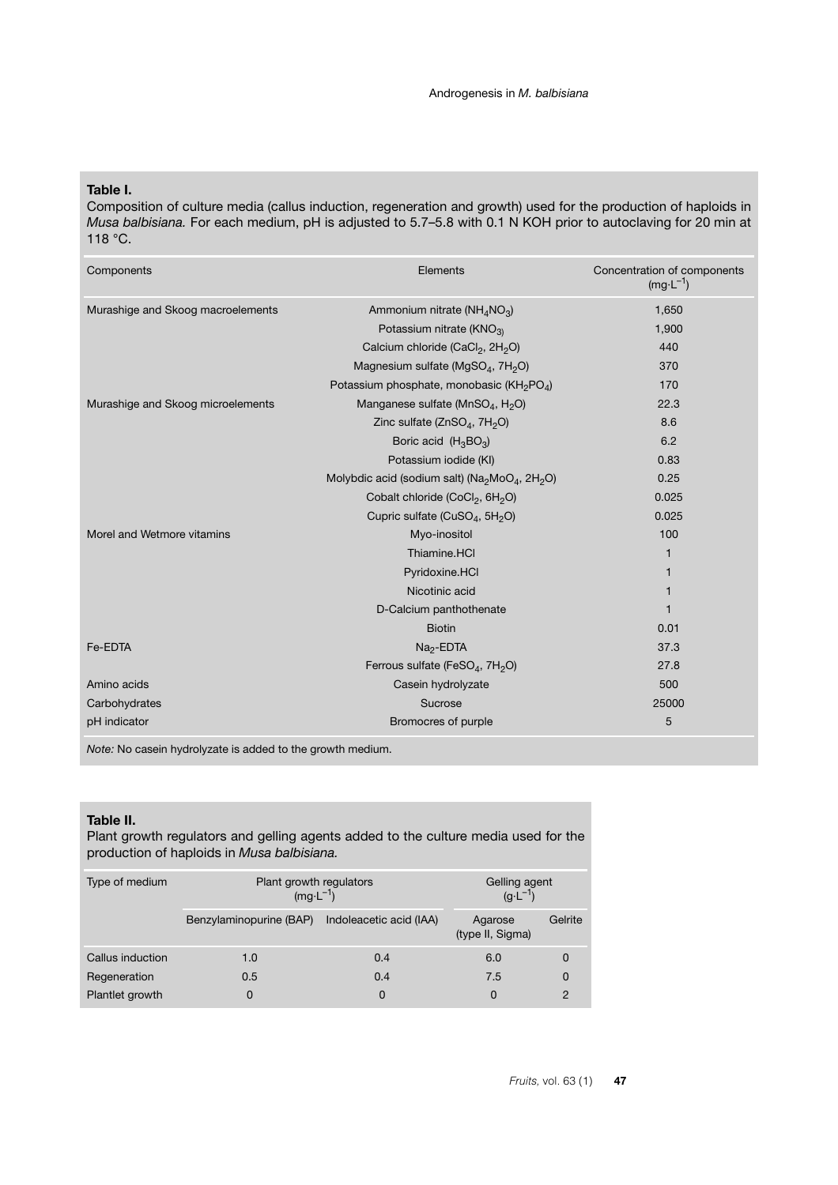**Table I.**
Composition of culture media (callus induction, regeneration and growth) used for the production of haploids in *Musa balbisiana.* For each medium, pH is adjusted to 5.7–5.8 with 0.1 N KOH prior to autoclaving for 20 min at 118 °C.

| Components | Elements | Concentration of components ($mg \cdot L^{-1}$) |
|---|---|---|
| Murashige and Skoog macroelements | Ammonium nitrate ($NH_4NO_3$) | 1,650 |
| | Potassium nitrate ($KNO_3$) | 1,900 |
| | Calcium chloride ($CaCl_2$, $2H_2O$) | 440 |
| | Magnesium sulfate ($MgSO_4$, $7H_2O$) | 370 |
| | Potassium phosphate, monobasic ($KH_2PO_4$) | 170 |
| Murashige and Skoog microelements | Manganese sulfate ($MnSO_4$, $H_2O$) | 22.3 |
| | Zinc sulfate ($ZnSO_4$, $7H_2O$) | 8.6 |
| | Boric acid ($H_3BO_3$) | 6.2 |
| | Potassium iodide (KI) | 0.83 |
| | Molybdic acid (sodium salt) ($Na_2MoO_4$, $2H_2O$) | 0.25 |
| | Cobalt chloride ($CoCl_2$, $6H_2O$) | 0.025 |
| | Cupric sulfate ($CuSO_4$, $5H_2O$) | 0.025 |
| Morel and Wetmore vitamins | Myo-inositol | 100 |
| | Thiamine.HCl | 1 |
| | Pyridoxine.HCl | 1 |
| | Nicotinic acid | 1 |
| | D-Calcium panthothenate | 1 |
| | Biotin | 0.01 |
| Fe-EDTA | $Na_2$-EDTA | 37.3 |
| | Ferrous sulfate ($FeSO_4$, $7H_2O$) | 27.8 |
| Amino acids | Casein hydrolyzate | 500 |
| Carbohydrates | Sucrose | 25000 |
| pH indicator | Bromocres of purple | 5 |

*Note:* No casein hydrolyzate is added to the growth medium.

**Table II.**
Plant growth regulators and gelling agents added to the culture media used for the production of haploids in *Musa balbisiana.*

| Type of medium | Plant growth regulators ($mg \cdot L^{-1}$) | | Gelling agent ($g \cdot L^{-1}$) | |
|---|---|---|---|---|
| | Benzylaminopurine (BAP) | Indoleacetic acid (IAA) | Agarose (type II, Sigma) | Gelrite |
| Callus induction | 1.0 | 0.4 | 6.0 | 0 |
| Regeneration | 0.5 | 0.4 | 7.5 | 0 |
| Plantlet growth | 0 | 0 | 0 | 2 |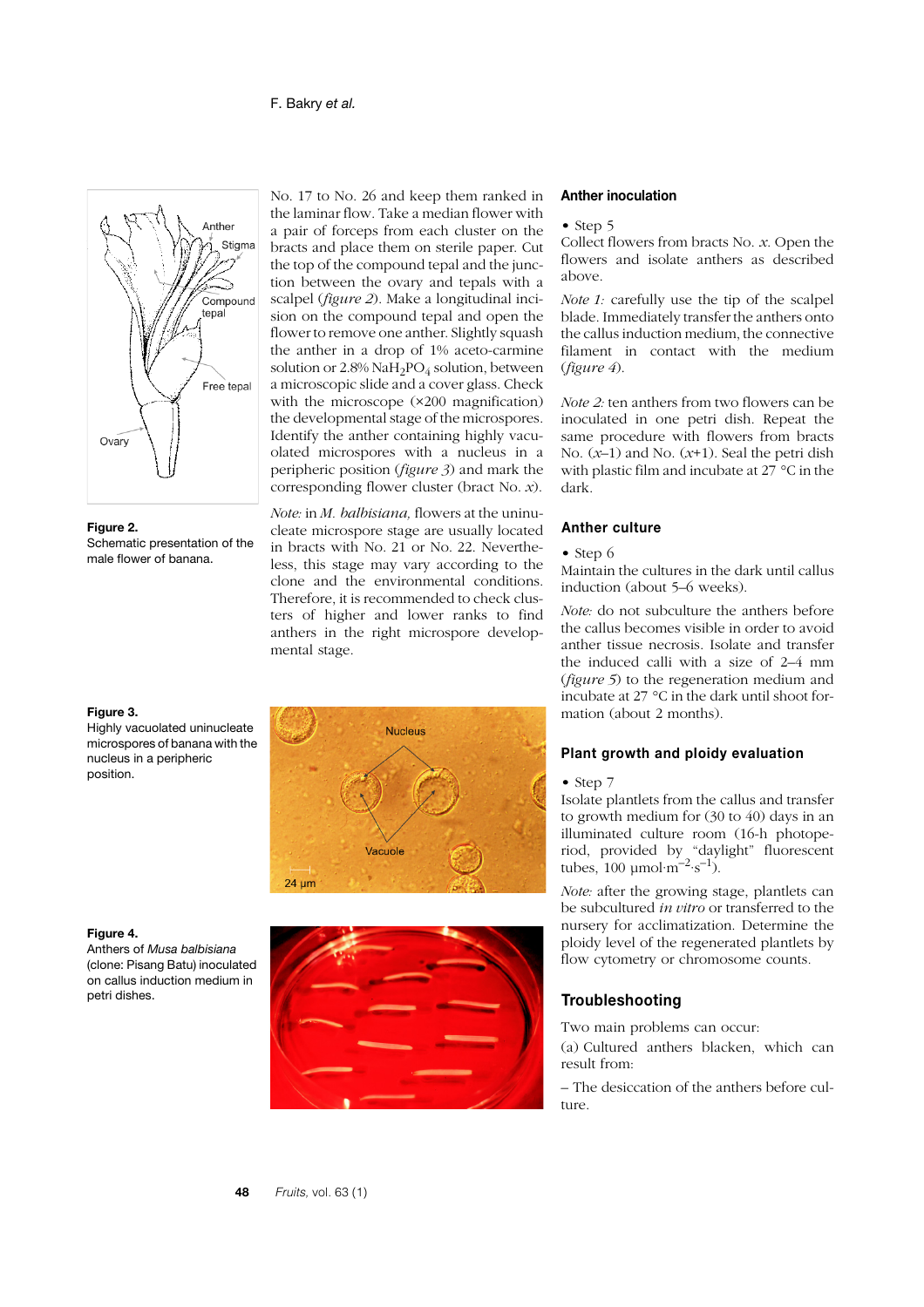No. 17 to No. 26 and keep them ranked in the laminar flow. Take a median flower with a pair of forceps from each cluster on the bracts and place them on sterile paper. Cut the top of the compound tepal and the junction between the ovary and tepals with a scalpel (*figure 2*). Make a longitudinal incision on the compound tepal and open the flower to remove one anther. Slightly squash the anther in a drop of 1% aceto-carmine solution or 2.8% $NaH_2PO_4$ solution, between a microscopic slide and a cover glass. Check with the microscope (×200 magnification) the developmental stage of the microspores. Identify the anther containing highly vacuolated microspores with a nucleus in a peripheric position (*figure 3*) and mark the corresponding flower cluster (bract No. *x*).

*Note:* in *M. balbisiana,* flowers at the uninucleate microspore stage are usually located in bracts with No. 21 or No. 22. Nevertheless, this stage may vary according to the clone and the environmental conditions. Therefore, it is recommended to check clusters of higher and lower ranks to find anthers in the right microspore developmental stage.

**Figure 2.**
Schematic presentation of the male flower of banana.

**Figure 3.**
Highly vacuolated uninucleate microspores of banana with the nucleus in a peripheric position.

**Figure 4.**
Anthers of *Musa balbisiana* (clone: Pisang Batu) inoculated on callus induction medium in petri dishes.

### Anther inoculation

• Step 5
Collect flowers from bracts No. *x*. Open the flowers and isolate anthers as described above.

*Note 1:* carefully use the tip of the scalpel blade. Immediately transfer the anthers onto the callus induction medium, the connective filament in contact with the medium (*figure 4*).

*Note 2:* ten anthers from two flowers can be inoculated in one petri dish. Repeat the same procedure with flowers from bracts No. (*x*–1) and No. (*x*+1). Seal the petri dish with plastic film and incubate at 27 °C in the dark.

### Anther culture

• Step 6
Maintain the cultures in the dark until callus induction (about 5–6 weeks).

*Note:* do not subculture the anthers before the callus becomes visible in order to avoid anther tissue necrosis. Isolate and transfer the induced calli with a size of 2–4 mm (*figure 5*) to the regeneration medium and incubate at 27 °C in the dark until shoot formation (about 2 months).

### Plant growth and ploidy evaluation

• Step 7
Isolate plantlets from the callus and transfer to growth medium for (30 to 40) days in an illuminated culture room (16-h photoperiod, provided by "daylight" fluorescent tubes, 100 $\mu mol \cdot m^{-2} \cdot s^{-1}$).

*Note:* after the growing stage, plantlets can be subcultured *in vitro* or transferred to the nursery for acclimatization. Determine the ploidy level of the regenerated plantlets by flow cytometry or chromosome counts.

## Troubleshooting

Two main problems can occur:

(a) Cultured anthers blacken, which can result from:

– The desiccation of the anthers before culture.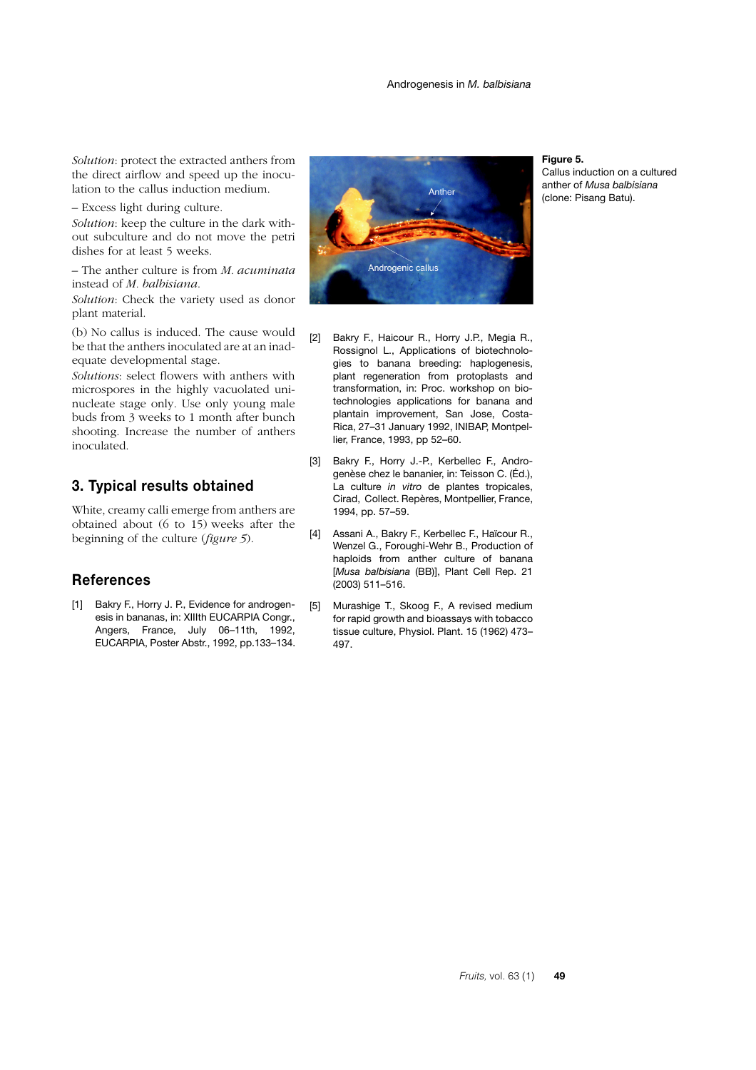*Solution*: protect the extracted anthers from the direct airflow and speed up the inoculation to the callus induction medium.

– Excess light during culture.

*Solution*: keep the culture in the dark without subculture and do not move the petri dishes for at least 5 weeks.

– The anther culture is from *M. acuminata* instead of *M. balbisiana*.

*Solution*: Check the variety used as donor plant material.

(b) No callus is induced. The cause would be that the anthers inoculated are at an inadequate developmental stage.

*Solutions*: select flowers with anthers with microspores in the highly vacuolated uninucleate stage only. Use only young male buds from 3 weeks to 1 month after bunch shooting. Increase the number of anthers inoculated.

## 3. Typical results obtained

White, creamy calli emerge from anthers are obtained about (6 to 15) weeks after the beginning of the culture (*figure 5*).

Anther

Androgenic callus

**Figure 5.**
Callus induction on a cultured anther of *Musa balbisiana* (clone: Pisang Batu).

## References

[1] Bakry F., Horry J. P., Evidence for androgenesis in bananas, in: XIIIth EUCARPIA Congr., Angers, France, July 06–11th, 1992, EUCARPIA, Poster Abstr., 1992, pp.133–134.

[2] Bakry F., Haicour R., Horry J.P., Megia R., Rossignol L., Applications of biotechnologies to banana breeding: haplogenesis, plant regeneration from protoplasts and transformation, in: Proc. workshop on biotechnologies applications for banana and plantain improvement, San Jose, Costa-Rica, 27–31 January 1992, INIBAP, Montpellier, France, 1993, pp 52–60.

[3] Bakry F., Horry J.-P., Kerbellec F., Androgenèse chez le bananier, in: Teisson C. (Éd.), La culture *in vitro* de plantes tropicales, Cirad, Collect. Repères, Montpellier, France, 1994, pp. 57–59.

[4] Assani A., Bakry F., Kerbellec F., Haïcour R., Wenzel G., Foroughi-Wehr B., Production of haploids from anther culture of banana [*Musa balbisiana* (BB)], Plant Cell Rep. 21 (2003) 511–516.

[5] Murashige T., Skoog F., A revised medium for rapid growth and bioassays with tobacco tissue culture, Physiol. Plant. 15 (1962) 473–497.